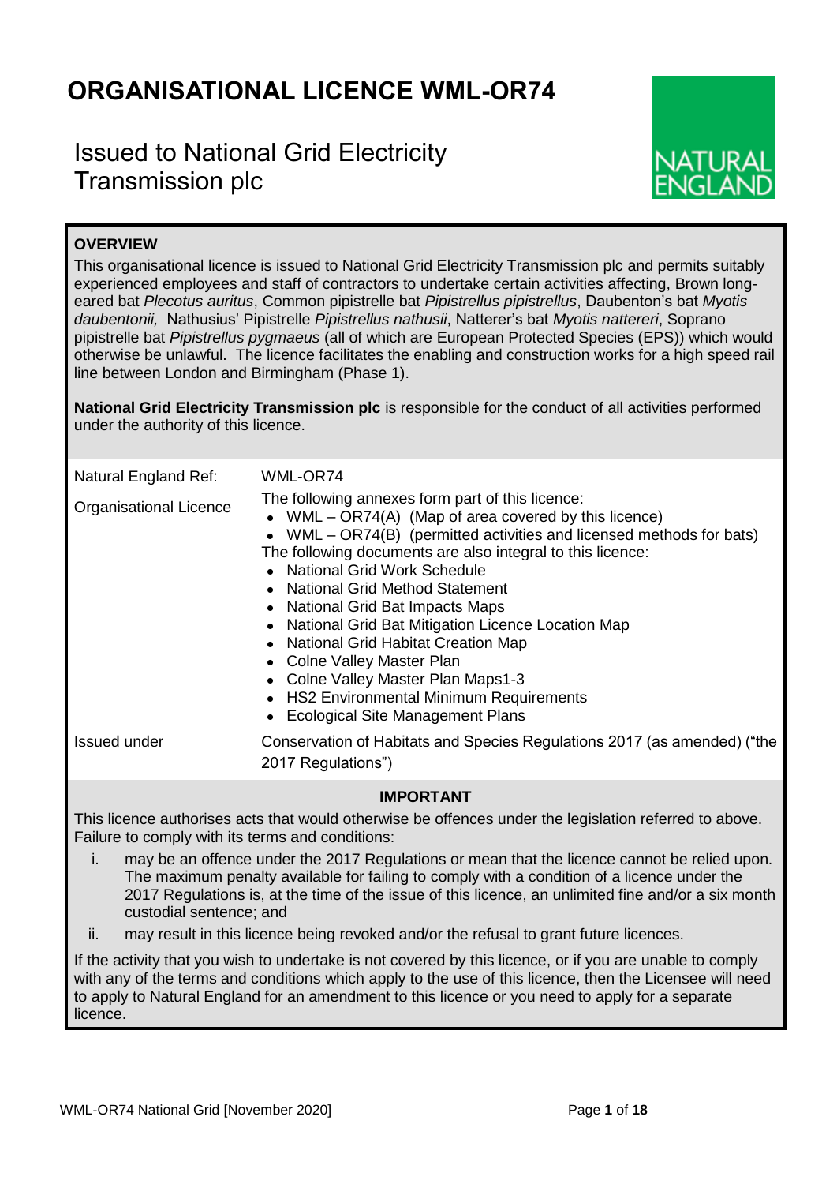# ORGANISATIONAL LICENCE WML-OR74

## Issued to National Grid Electricity Transmission plc

NATURAL ENGLAND

**OVERVIEW**

This organisational licence is issued to National Grid Electricity Transmission plc and permits suitably experienced employees and staff of contractors to undertake certain activities affecting, Brown long-eared bat *Plecotus auritus*, Common pipistrelle bat *Pipistrellus pipistrellus*, Daubenton's bat *Myotis daubentonii,* Nathusius' Pipistrelle *Pipistrellus nathusii*, Natterer's bat *Myotis nattereri*, Soprano pipistrelle bat *Pipistrellus pygmaeus* (all of which are European Protected Species (EPS)) which would otherwise be unlawful. The licence facilitates the enabling and construction works for a high speed rail line between London and Birmingham (Phase 1).

**National Grid Electricity Transmission plc** is responsible for the conduct of all activities performed under the authority of this licence.

| | |
|---|---|
| Natural England Ref: | WML-OR74 |
| Organisational Licence | The following annexes form part of this licence:<br>• WML – OR74(A) (Map of area covered by this licence)<br>• WML – OR74(B) (permitted activities and licensed methods for bats)<br>The following documents are also integral to this licence:<br>• National Grid Work Schedule<br>• National Grid Method Statement<br>• National Grid Bat Impacts Maps<br>• National Grid Bat Mitigation Licence Location Map<br>• National Grid Habitat Creation Map<br>• Colne Valley Master Plan<br>• Colne Valley Master Plan Maps1-3<br>• HS2 Environmental Minimum Requirements<br>• Ecological Site Management Plans |
| Issued under | Conservation of Habitats and Species Regulations 2017 (as amended) ("the 2017 Regulations") |

**IMPORTANT**

This licence authorises acts that would otherwise be offences under the legislation referred to above. Failure to comply with its terms and conditions:

i. may be an offence under the 2017 Regulations or mean that the licence cannot be relied upon. The maximum penalty available for failing to comply with a condition of a licence under the 2017 Regulations is, at the time of the issue of this licence, an unlimited fine and/or a six month custodial sentence; and

ii. may result in this licence being revoked and/or the refusal to grant future licences.

If the activity that you wish to undertake is not covered by this licence, or if you are unable to comply with any of the terms and conditions which apply to the use of this licence, then the Licensee will need to apply to Natural England for an amendment to this licence or you need to apply for a separate licence.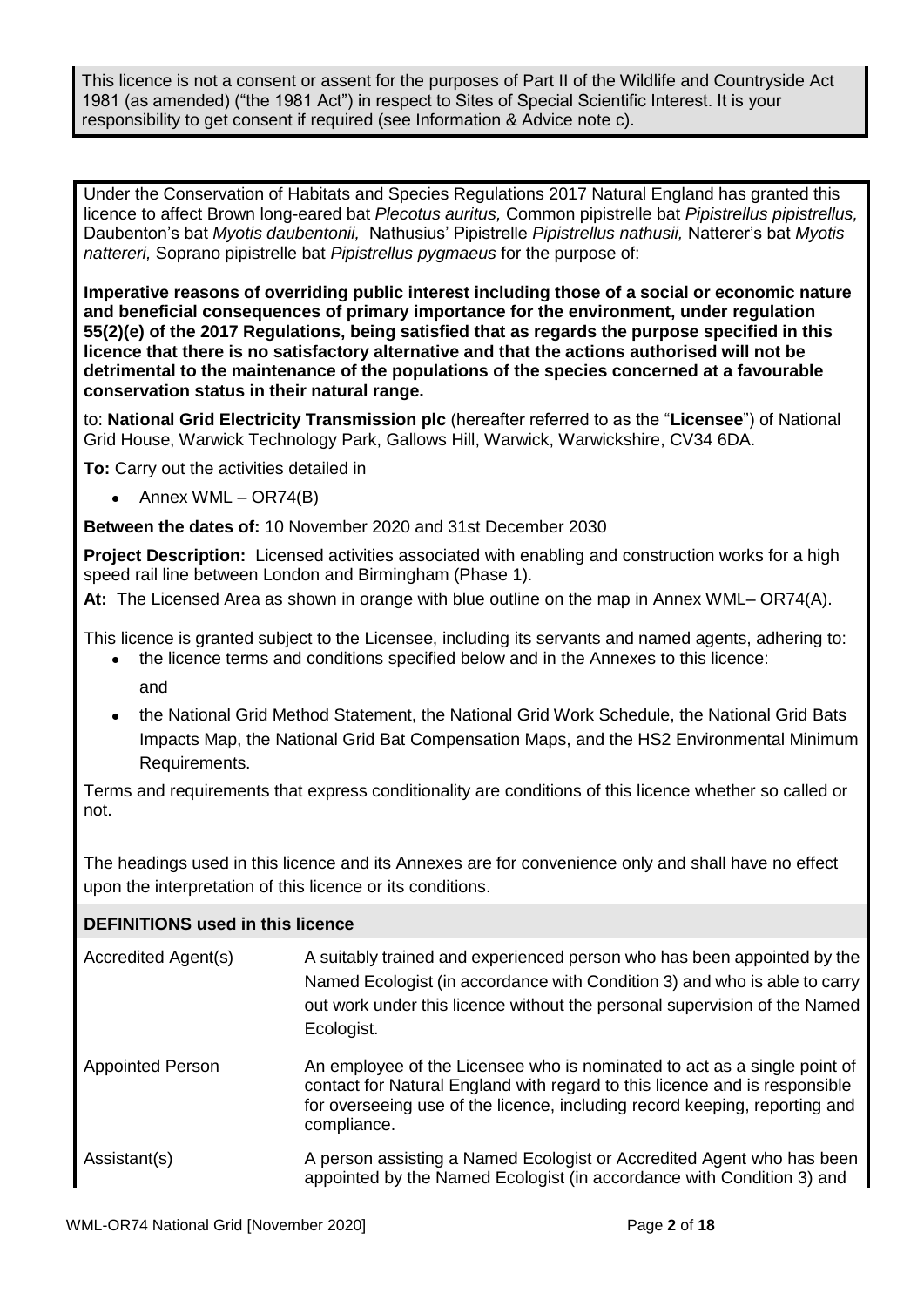This licence is not a consent or assent for the purposes of Part II of the Wildlife and Countryside Act 1981 (as amended) ("the 1981 Act") in respect to Sites of Special Scientific Interest. It is your responsibility to get consent if required (see Information & Advice note c).

Under the Conservation of Habitats and Species Regulations 2017 Natural England has granted this licence to affect Brown long-eared bat *Plecotus auritus,* Common pipistrelle bat *Pipistrellus pipistrellus,* Daubenton's bat *Myotis daubentonii,* Nathusius' Pipistrelle *Pipistrellus nathusii,* Natterer's bat *Myotis nattereri,* Soprano pipistrelle bat *Pipistrellus pygmaeus* for the purpose of:

**Imperative reasons of overriding public interest including those of a social or economic nature and beneficial consequences of primary importance for the environment, under regulation 55(2)(e) of the 2017 Regulations, being satisfied that as regards the purpose specified in this licence that there is no satisfactory alternative and that the actions authorised will not be detrimental to the maintenance of the populations of the species concerned at a favourable conservation status in their natural range.**

to: **National Grid Electricity Transmission plc** (hereafter referred to as the "**Licensee**") of National Grid House, Warwick Technology Park, Gallows Hill, Warwick, Warwickshire, CV34 6DA.

**To:** Carry out the activities detailed in

- Annex WML – OR74(B)

**Between the dates of:** 10 November 2020 and 31st December 2030

**Project Description:** Licensed activities associated with enabling and construction works for a high speed rail line between London and Birmingham (Phase 1).

**At:** The Licensed Area as shown in orange with blue outline on the map in Annex WML– OR74(A).

This licence is granted subject to the Licensee, including its servants and named agents, adhering to:

- the licence terms and conditions specified below and in the Annexes to this licence:

  and

- the National Grid Method Statement, the National Grid Work Schedule, the National Grid Bats Impacts Map, the National Grid Bat Compensation Maps, and the HS2 Environmental Minimum Requirements.

Terms and requirements that express conditionality are conditions of this licence whether so called or not.

The headings used in this licence and its Annexes are for convenience only and shall have no effect upon the interpretation of this licence or its conditions.

## DEFINITIONS used in this licence

| | |
|---|---|
| Accredited Agent(s) | A suitably trained and experienced person who has been appointed by the Named Ecologist (in accordance with Condition 3) and who is able to carry out work under this licence without the personal supervision of the Named Ecologist. |
| Appointed Person | An employee of the Licensee who is nominated to act as a single point of contact for Natural England with regard to this licence and is responsible for overseeing use of the licence, including record keeping, reporting and compliance. |
| Assistant(s) | A person assisting a Named Ecologist or Accredited Agent who has been appointed by the Named Ecologist (in accordance with Condition 3) and |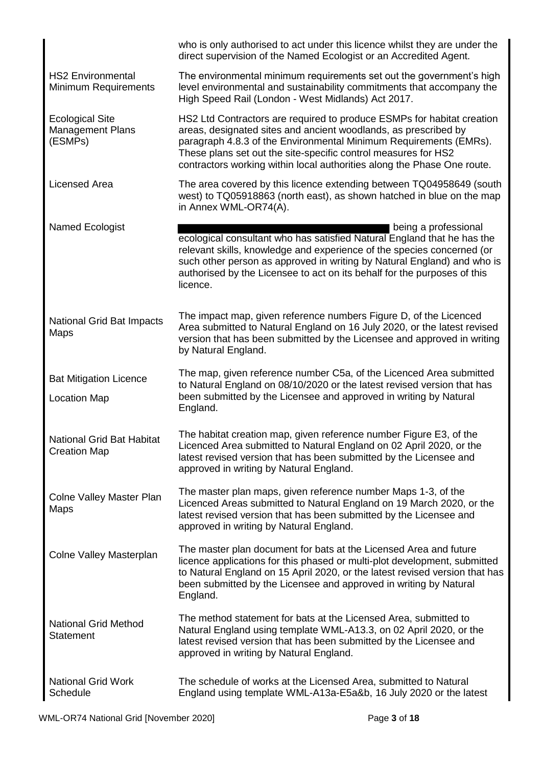| | |
|---|---|
| | who is only authorised to act under this licence whilst they are under the direct supervision of the Named Ecologist or an Accredited Agent. |
| HS2 Environmental Minimum Requirements | The environmental minimum requirements set out the government's high level environmental and sustainability commitments that accompany the High Speed Rail (London - West Midlands) Act 2017. |
| Ecological Site Management Plans (ESMPs) | HS2 Ltd Contractors are required to produce ESMPs for habitat creation areas, designated sites and ancient woodlands, as prescribed by paragraph 4.8.3 of the Environmental Minimum Requirements (EMRs). These plans set out the site-specific control measures for HS2 contractors working within local authorities along the Phase One route. |
| Licensed Area | The area covered by this licence extending between TQ04958649 (south west) to TQ05918863 (north east), as shown hatched in blue on the map in Annex WML-OR74(A). |
| Named Ecologist | [REDACTED] being a professional ecological consultant who has satisfied Natural England that he has the relevant skills, knowledge and experience of the species concerned (or such other person as approved in writing by Natural England) and who is authorised by the Licensee to act on its behalf for the purposes of this licence. |
| National Grid Bat Impacts Maps | The impact map, given reference numbers Figure D, of the Licenced Area submitted to Natural England on 16 July 2020, or the latest revised version that has been submitted by the Licensee and approved in writing by Natural England. |
| Bat Mitigation Licence Location Map | The map, given reference number C5a, of the Licenced Area submitted to Natural England on 08/10/2020 or the latest revised version that has been submitted by the Licensee and approved in writing by Natural England. |
| National Grid Bat Habitat Creation Map | The habitat creation map, given reference number Figure E3, of the Licenced Area submitted to Natural England on 02 April 2020, or the latest revised version that has been submitted by the Licensee and approved in writing by Natural England. |
| Colne Valley Master Plan Maps | The master plan maps, given reference number Maps 1-3, of the Licenced Areas submitted to Natural England on 19 March 2020, or the latest revised version that has been submitted by the Licensee and approved in writing by Natural England. |
| Colne Valley Masterplan | The master plan document for bats at the Licensed Area and future licence applications for this phased or multi-plot development, submitted to Natural England on 15 April 2020, or the latest revised version that has been submitted by the Licensee and approved in writing by Natural England. |
| National Grid Method Statement | The method statement for bats at the Licensed Area, submitted to Natural England using template WML-A13.3, on 02 April 2020, or the latest revised version that has been submitted by the Licensee and approved in writing by Natural England. |
| National Grid Work Schedule | The schedule of works at the Licensed Area, submitted to Natural England using template WML-A13a-E5a&b, 16 July 2020 or the latest |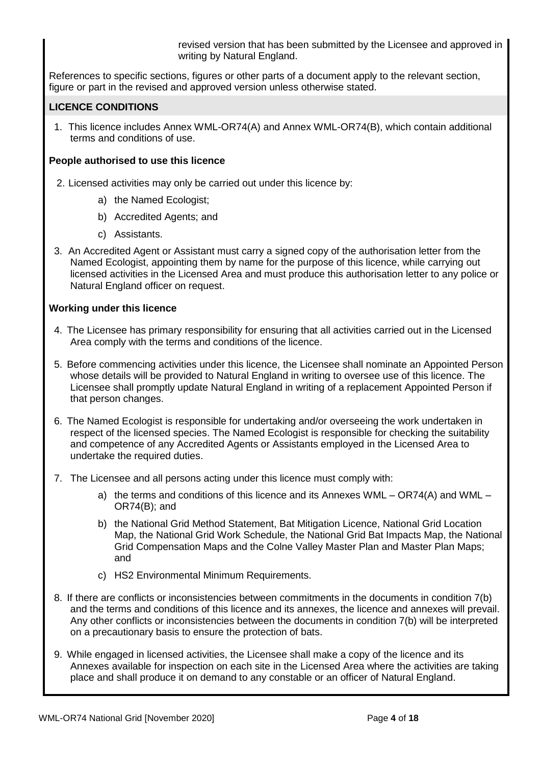revised version that has been submitted by the Licensee and approved in writing by Natural England.

References to specific sections, figures or other parts of a document apply to the relevant section, figure or part in the revised and approved version unless otherwise stated.

## LICENCE CONDITIONS

1. This licence includes Annex WML-OR74(A) and Annex WML-OR74(B), which contain additional terms and conditions of use.

### People authorised to use this licence

2. Licensed activities may only be carried out under this licence by:
   a) the Named Ecologist;
   b) Accredited Agents; and
   c) Assistants.

3. An Accredited Agent or Assistant must carry a signed copy of the authorisation letter from the Named Ecologist, appointing them by name for the purpose of this licence, while carrying out licensed activities in the Licensed Area and must produce this authorisation letter to any police or Natural England officer on request.

### Working under this licence

4. The Licensee has primary responsibility for ensuring that all activities carried out in the Licensed Area comply with the terms and conditions of the licence.

5. Before commencing activities under this licence, the Licensee shall nominate an Appointed Person whose details will be provided to Natural England in writing to oversee use of this licence. The Licensee shall promptly update Natural England in writing of a replacement Appointed Person if that person changes.

6. The Named Ecologist is responsible for undertaking and/or overseeing the work undertaken in respect of the licensed species. The Named Ecologist is responsible for checking the suitability and competence of any Accredited Agents or Assistants employed in the Licensed Area to undertake the required duties.

7. The Licensee and all persons acting under this licence must comply with:
   a) the terms and conditions of this licence and its Annexes WML – OR74(A) and WML – OR74(B); and
   b) the National Grid Method Statement, Bat Mitigation Licence, National Grid Location Map, the National Grid Work Schedule, the National Grid Bat Impacts Map, the National Grid Compensation Maps and the Colne Valley Master Plan and Master Plan Maps; and
   c) HS2 Environmental Minimum Requirements.

8. If there are conflicts or inconsistencies between commitments in the documents in condition 7(b) and the terms and conditions of this licence and its annexes, the licence and annexes will prevail. Any other conflicts or inconsistencies between the documents in condition 7(b) will be interpreted on a precautionary basis to ensure the protection of bats.

9. While engaged in licensed activities, the Licensee shall make a copy of the licence and its Annexes available for inspection on each site in the Licensed Area where the activities are taking place and shall produce it on demand to any constable or an officer of Natural England.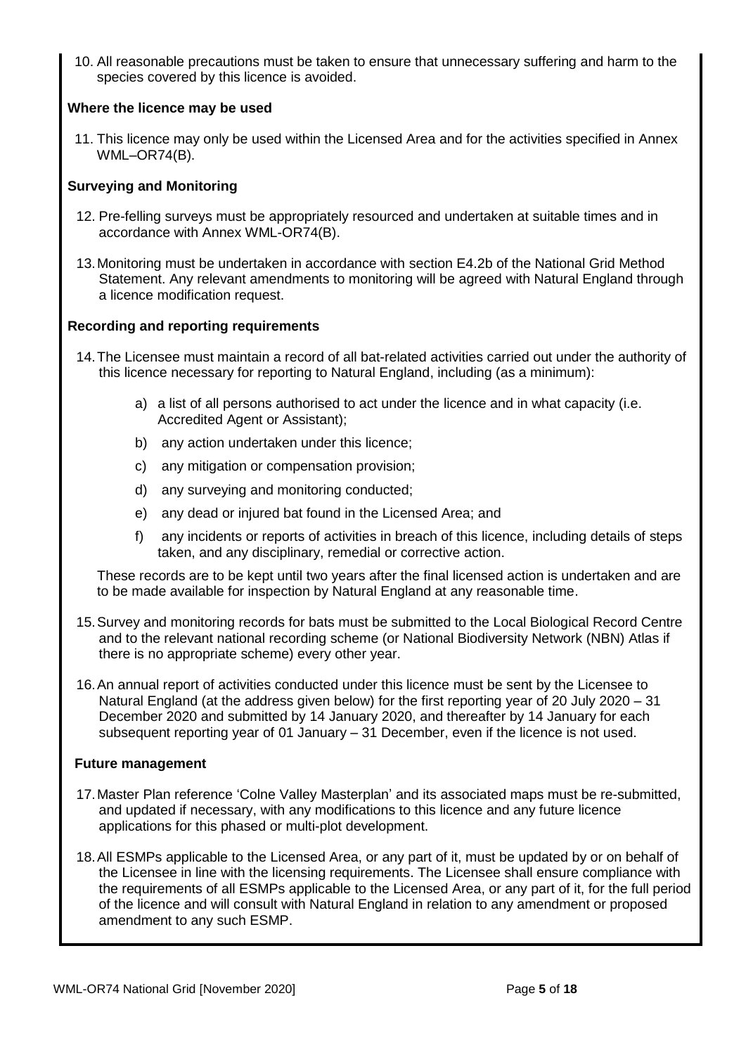10. All reasonable precautions must be taken to ensure that unnecessary suffering and harm to the species covered by this licence is avoided.

**Where the licence may be used**

11. This licence may only be used within the Licensed Area and for the activities specified in Annex WML–OR74(B).

**Surveying and Monitoring**

12. Pre-felling surveys must be appropriately resourced and undertaken at suitable times and in accordance with Annex WML-OR74(B).

13. Monitoring must be undertaken in accordance with section E4.2b of the National Grid Method Statement. Any relevant amendments to monitoring will be agreed with Natural England through a licence modification request.

**Recording and reporting requirements**

14. The Licensee must maintain a record of all bat-related activities carried out under the authority of this licence necessary for reporting to Natural England, including (as a minimum):

    a) a list of all persons authorised to act under the licence and in what capacity (i.e. Accredited Agent or Assistant);

    b) any action undertaken under this licence;

    c) any mitigation or compensation provision;

    d) any surveying and monitoring conducted;

    e) any dead or injured bat found in the Licensed Area; and

    f) any incidents or reports of activities in breach of this licence, including details of steps taken, and any disciplinary, remedial or corrective action.

    These records are to be kept until two years after the final licensed action is undertaken and are to be made available for inspection by Natural England at any reasonable time.

15. Survey and monitoring records for bats must be submitted to the Local Biological Record Centre and to the relevant national recording scheme (or National Biodiversity Network (NBN) Atlas if there is no appropriate scheme) every other year.

16. An annual report of activities conducted under this licence must be sent by the Licensee to Natural England (at the address given below) for the first reporting year of 20 July 2020 – 31 December 2020 and submitted by 14 January 2020, and thereafter by 14 January for each subsequent reporting year of 01 January – 31 December, even if the licence is not used.

**Future management**

17. Master Plan reference 'Colne Valley Masterplan' and its associated maps must be re-submitted, and updated if necessary, with any modifications to this licence and any future licence applications for this phased or multi-plot development.

18. All ESMPs applicable to the Licensed Area, or any part of it, must be updated by or on behalf of the Licensee in line with the licensing requirements. The Licensee shall ensure compliance with the requirements of all ESMPs applicable to the Licensed Area, or any part of it, for the full period of the licence and will consult with Natural England in relation to any amendment or proposed amendment to any such ESMP.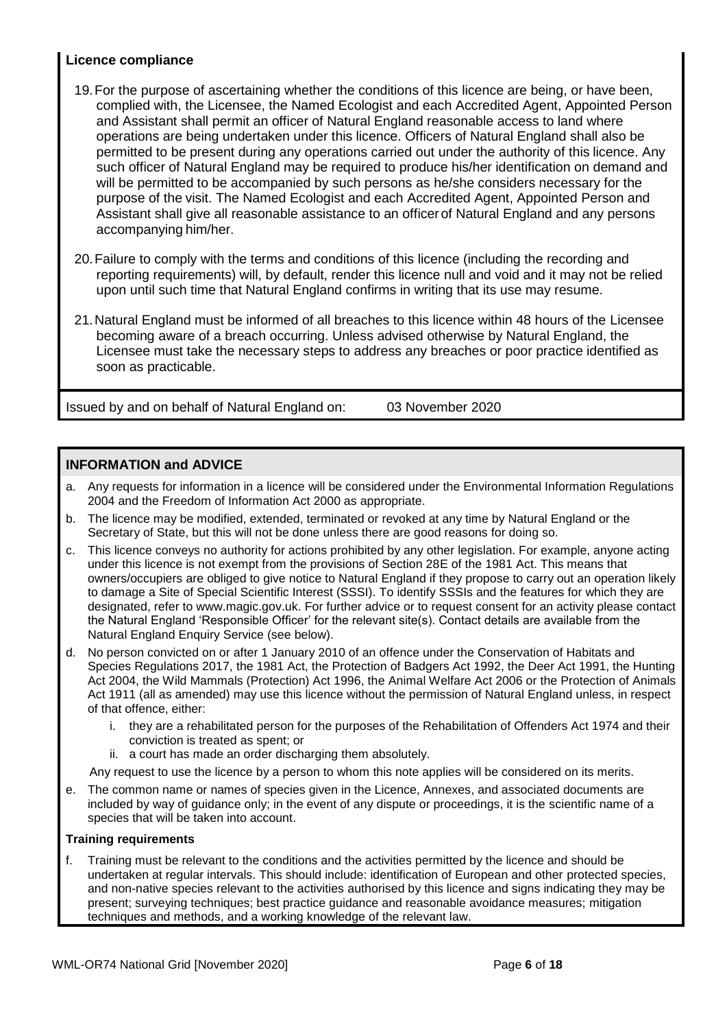**Licence compliance**

19. For the purpose of ascertaining whether the conditions of this licence are being, or have been, complied with, the Licensee, the Named Ecologist and each Accredited Agent, Appointed Person and Assistant shall permit an officer of Natural England reasonable access to land where operations are being undertaken under this licence. Officers of Natural England shall also be permitted to be present during any operations carried out under the authority of this licence. Any such officer of Natural England may be required to produce his/her identification on demand and will be permitted to be accompanied by such persons as he/she considers necessary for the purpose of the visit. The Named Ecologist and each Accredited Agent, Appointed Person and Assistant shall give all reasonable assistance to an officer of Natural England and any persons accompanying him/her.

20. Failure to comply with the terms and conditions of this licence (including the recording and reporting requirements) will, by default, render this licence null and void and it may not be relied upon until such time that Natural England confirms in writing that its use may resume.

21. Natural England must be informed of all breaches to this licence within 48 hours of the Licensee becoming aware of a breach occurring. Unless advised otherwise by Natural England, the Licensee must take the necessary steps to address any breaches or poor practice identified as soon as practicable.

Issued by and on behalf of Natural England on: 03 November 2020

## INFORMATION and ADVICE

a. Any requests for information in a licence will be considered under the Environmental Information Regulations 2004 and the Freedom of Information Act 2000 as appropriate.

b. The licence may be modified, extended, terminated or revoked at any time by Natural England or the Secretary of State, but this will not be done unless there are good reasons for doing so.

c. This licence conveys no authority for actions prohibited by any other legislation. For example, anyone acting under this licence is not exempt from the provisions of Section 28E of the 1981 Act. This means that owners/occupiers are obliged to give notice to Natural England if they propose to carry out an operation likely to damage a Site of Special Scientific Interest (SSSI). To identify SSSIs and the features for which they are designated, refer to www.magic.gov.uk. For further advice or to request consent for an activity please contact the Natural England 'Responsible Officer' for the relevant site(s). Contact details are available from the Natural England Enquiry Service (see below).

d. No person convicted on or after 1 January 2010 of an offence under the Conservation of Habitats and Species Regulations 2017, the 1981 Act, the Protection of Badgers Act 1992, the Deer Act 1991, the Hunting Act 2004, the Wild Mammals (Protection) Act 1996, the Animal Welfare Act 2006 or the Protection of Animals Act 1911 (all as amended) may use this licence without the permission of Natural England unless, in respect of that offence, either:
   i. they are a rehabilitated person for the purposes of the Rehabilitation of Offenders Act 1974 and their conviction is treated as spent; or
   ii. a court has made an order discharging them absolutely.

   Any request to use the licence by a person to whom this note applies will be considered on its merits.

e. The common name or names of species given in the Licence, Annexes, and associated documents are included by way of guidance only; in the event of any dispute or proceedings, it is the scientific name of a species that will be taken into account.

**Training requirements**

f. Training must be relevant to the conditions and the activities permitted by the licence and should be undertaken at regular intervals. This should include: identification of European and other protected species, and non-native species relevant to the activities authorised by this licence and signs indicating they may be present; surveying techniques; best practice guidance and reasonable avoidance measures; mitigation techniques and methods, and a working knowledge of the relevant law.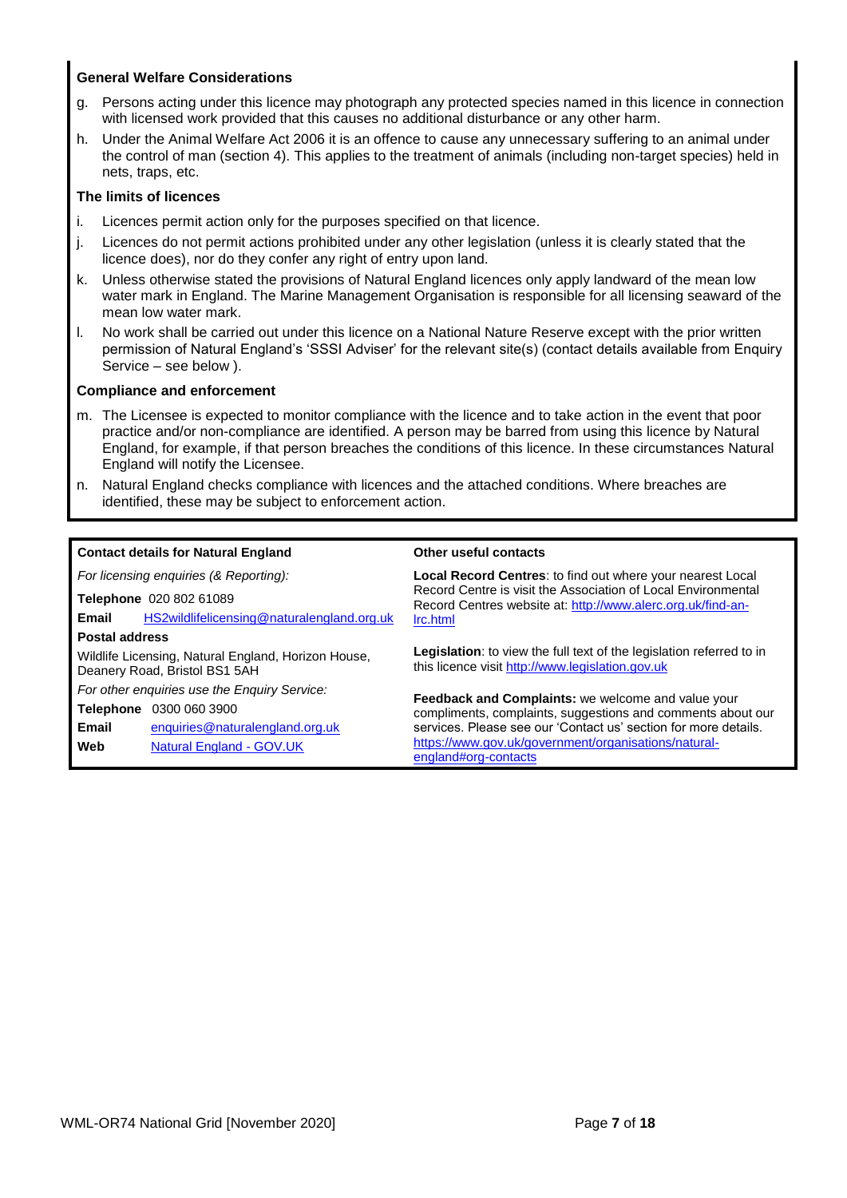**General Welfare Considerations**

g. Persons acting under this licence may photograph any protected species named in this licence in connection with licensed work provided that this causes no additional disturbance or any other harm.

h. Under the Animal Welfare Act 2006 it is an offence to cause any unnecessary suffering to an animal under the control of man (section 4). This applies to the treatment of animals (including non-target species) held in nets, traps, etc.

**The limits of licences**

i. Licences permit action only for the purposes specified on that licence.

j. Licences do not permit actions prohibited under any other legislation (unless it is clearly stated that the licence does), nor do they confer any right of entry upon land.

k. Unless otherwise stated the provisions of Natural England licences only apply landward of the mean low water mark in England. The Marine Management Organisation is responsible for all licensing seaward of the mean low water mark.

l. No work shall be carried out under this licence on a National Nature Reserve except with the prior written permission of Natural England's 'SSSI Adviser' for the relevant site(s) (contact details available from Enquiry Service – see below ).

**Compliance and enforcement**

m. The Licensee is expected to monitor compliance with the licence and to take action in the event that poor practice and/or non-compliance are identified. A person may be barred from using this licence by Natural England, for example, if that person breaches the conditions of this licence. In these circumstances Natural England will notify the Licensee.

n. Natural England checks compliance with licences and the attached conditions. Where breaches are identified, these may be subject to enforcement action.

**Contact details for Natural England**

*For licensing enquiries (& Reporting):*

**Telephone** 020 802 61089

**Email** HS2wildlifelicensing@naturalengland.org.uk

**Postal address**

Wildlife Licensing, Natural England, Horizon House, Deanery Road, Bristol BS1 5AH

*For other enquiries use the Enquiry Service:*

**Telephone** 0300 060 3900

**Email** enquiries@naturalengland.org.uk

**Web** Natural England - GOV.UK

**Other useful contacts**

**Local Record Centres**: to find out where your nearest Local Record Centre is visit the Association of Local Environmental Record Centres website at: http://www.alerc.org.uk/find-an-lrc.html

**Legislation**: to view the full text of the legislation referred to in this licence visit http://www.legislation.gov.uk

**Feedback and Complaints:** we welcome and value your compliments, complaints, suggestions and comments about our services. Please see our 'Contact us' section for more details. https://www.gov.uk/government/organisations/natural-england#org-contacts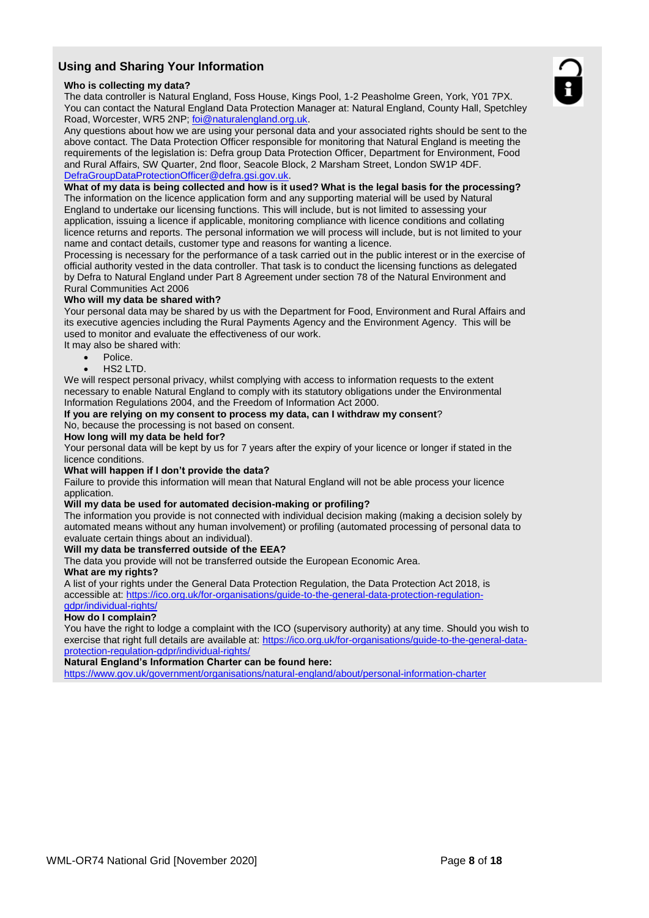## Using and Sharing Your Information

**Who is collecting my data?**

The data controller is Natural England, Foss House, Kings Pool, 1-2 Peasholme Green, York, Y01 7PX. You can contact the Natural England Data Protection Manager at: Natural England, County Hall, Spetchley Road, Worcester, WR5 2NP; foi@naturalengland.org.uk.

Any questions about how we are using your personal data and your associated rights should be sent to the above contact. The Data Protection Officer responsible for monitoring that Natural England is meeting the requirements of the legislation is: Defra group Data Protection Officer, Department for Environment, Food and Rural Affairs, SW Quarter, 2nd floor, Seacole Block, 2 Marsham Street, London SW1P 4DF. DefraGroupDataProtectionOfficer@defra.gsi.gov.uk.

**What of my data is being collected and how is it used? What is the legal basis for the processing?**

The information on the licence application form and any supporting material will be used by Natural England to undertake our licensing functions. This will include, but is not limited to assessing your application, issuing a licence if applicable, monitoring compliance with licence conditions and collating licence returns and reports. The personal information we will process will include, but is not limited to your name and contact details, customer type and reasons for wanting a licence.

Processing is necessary for the performance of a task carried out in the public interest or in the exercise of official authority vested in the data controller. That task is to conduct the licensing functions as delegated by Defra to Natural England under Part 8 Agreement under section 78 of the Natural Environment and Rural Communities Act 2006

**Who will my data be shared with?**

Your personal data may be shared by us with the Department for Food, Environment and Rural Affairs and its executive agencies including the Rural Payments Agency and the Environment Agency. This will be used to monitor and evaluate the effectiveness of our work.

It may also be shared with:

- Police.
- HS2 LTD.

We will respect personal privacy, whilst complying with access to information requests to the extent necessary to enable Natural England to comply with its statutory obligations under the Environmental Information Regulations 2004, and the Freedom of Information Act 2000.

**If you are relying on my consent to process my data, can I withdraw my consent**?

No, because the processing is not based on consent.

**How long will my data be held for?**

Your personal data will be kept by us for 7 years after the expiry of your licence or longer if stated in the licence conditions.

**What will happen if I don't provide the data?**

Failure to provide this information will mean that Natural England will not be able process your licence application.

**Will my data be used for automated decision-making or profiling?**

The information you provide is not connected with individual decision making (making a decision solely by automated means without any human involvement) or profiling (automated processing of personal data to evaluate certain things about an individual).

**Will my data be transferred outside of the EEA?**

The data you provide will not be transferred outside the European Economic Area.

**What are my rights?**

A list of your rights under the General Data Protection Regulation, the Data Protection Act 2018, is accessible at: https://ico.org.uk/for-organisations/guide-to-the-general-data-protection-regulation-gdpr/individual-rights/

**How do I complain?**

You have the right to lodge a complaint with the ICO (supervisory authority) at any time. Should you wish to exercise that right full details are available at: https://ico.org.uk/for-organisations/guide-to-the-general-data-protection-regulation-gdpr/individual-rights/

**Natural England's Information Charter can be found here:**

https://www.gov.uk/government/organisations/natural-england/about/personal-information-charter

WML-OR74 National Grid [November 2020]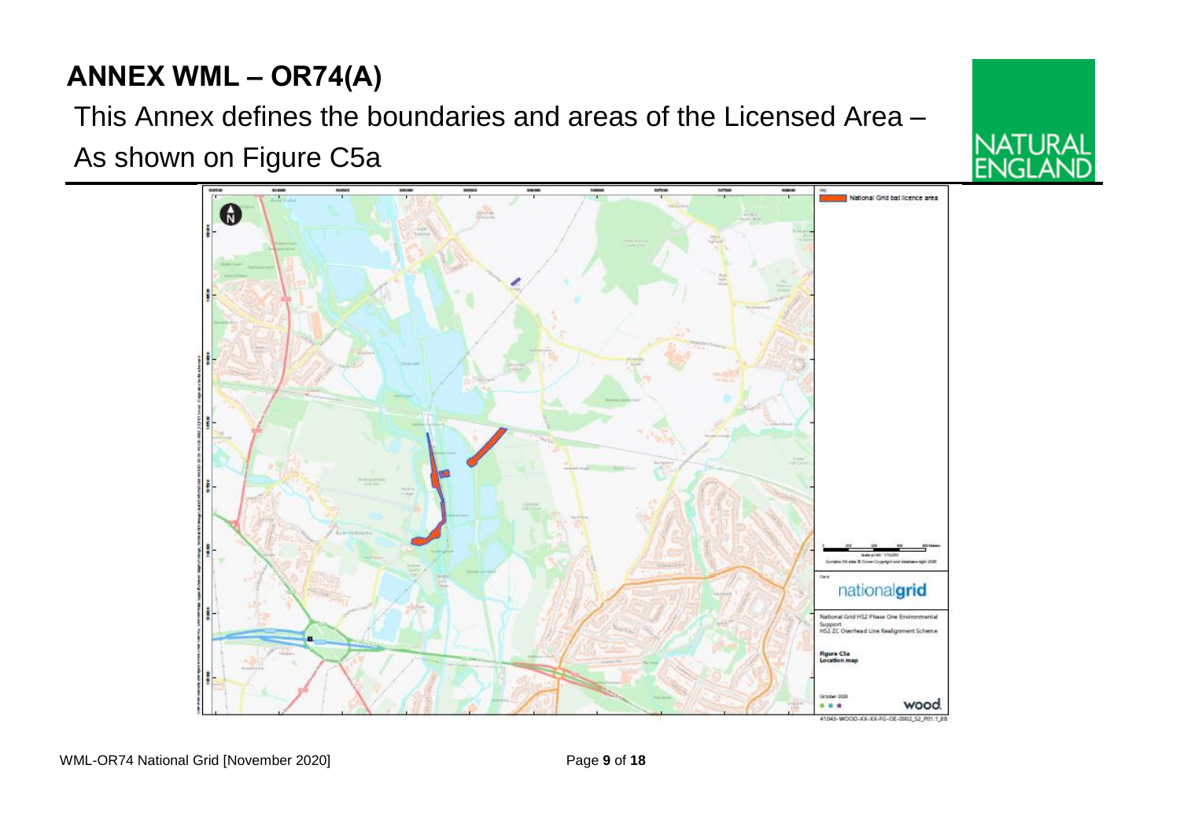# ANNEX WML – OR74(A)

This Annex defines the boundaries and areas of the Licensed Area –

As shown on Figure C5a

National Grid bat licence area

nationalgrid

National Grid HS2 Phase One Environmental Support
HS2 ZC Overhead Line Realignment Scheme

Figure C5a
Location map

October 2020

wood.

41043-WOOD-XX-XX-FG-OE-0002_S2_P01.1_B8

WML-OR74 National Grid [November 2020]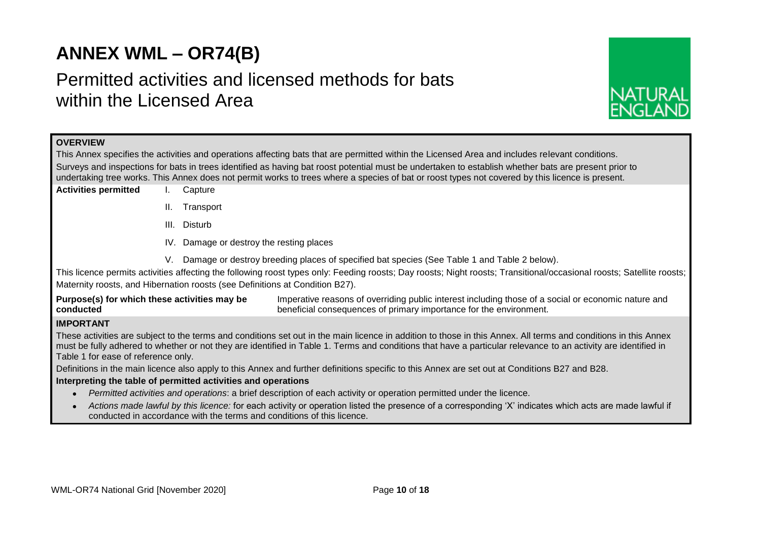# ANNEX WML – OR74(B)

## Permitted activities and licensed methods for bats within the Licensed Area

**OVERVIEW**

This Annex specifies the activities and operations affecting bats that are permitted within the Licensed Area and includes relevant conditions.

Surveys and inspections for bats in trees identified as having bat roost potential must be undertaken to establish whether bats are present prior to undertaking tree works. This Annex does not permit works to trees where a species of bat or roost types not covered by this licence is present.

**Activities permitted**

I. Capture
II. Transport
III. Disturb
IV. Damage or destroy the resting places
V. Damage or destroy breeding places of specified bat species (See Table 1 and Table 2 below).

This licence permits activities affecting the following roost types only: Feeding roosts; Day roosts; Night roosts; Transitional/occasional roosts; Satellite roosts; Maternity roosts, and Hibernation roosts (see Definitions at Condition B27).

**Purpose(s) for which these activities may be conducted**

Imperative reasons of overriding public interest including those of a social or economic nature and beneficial consequences of primary importance for the environment.

**IMPORTANT**

These activities are subject to the terms and conditions set out in the main licence in addition to those in this Annex. All terms and conditions in this Annex must be fully adhered to whether or not they are identified in Table 1. Terms and conditions that have a particular relevance to an activity are identified in Table 1 for ease of reference only.

Definitions in the main licence also apply to this Annex and further definitions specific to this Annex are set out at Conditions B27 and B28.

**Interpreting the table of permitted activities and operations**

- *Permitted activities and operations*: a brief description of each activity or operation permitted under the licence.
- *Actions made lawful by this licence:* for each activity or operation listed the presence of a corresponding 'X' indicates which acts are made lawful if conducted in accordance with the terms and conditions of this licence.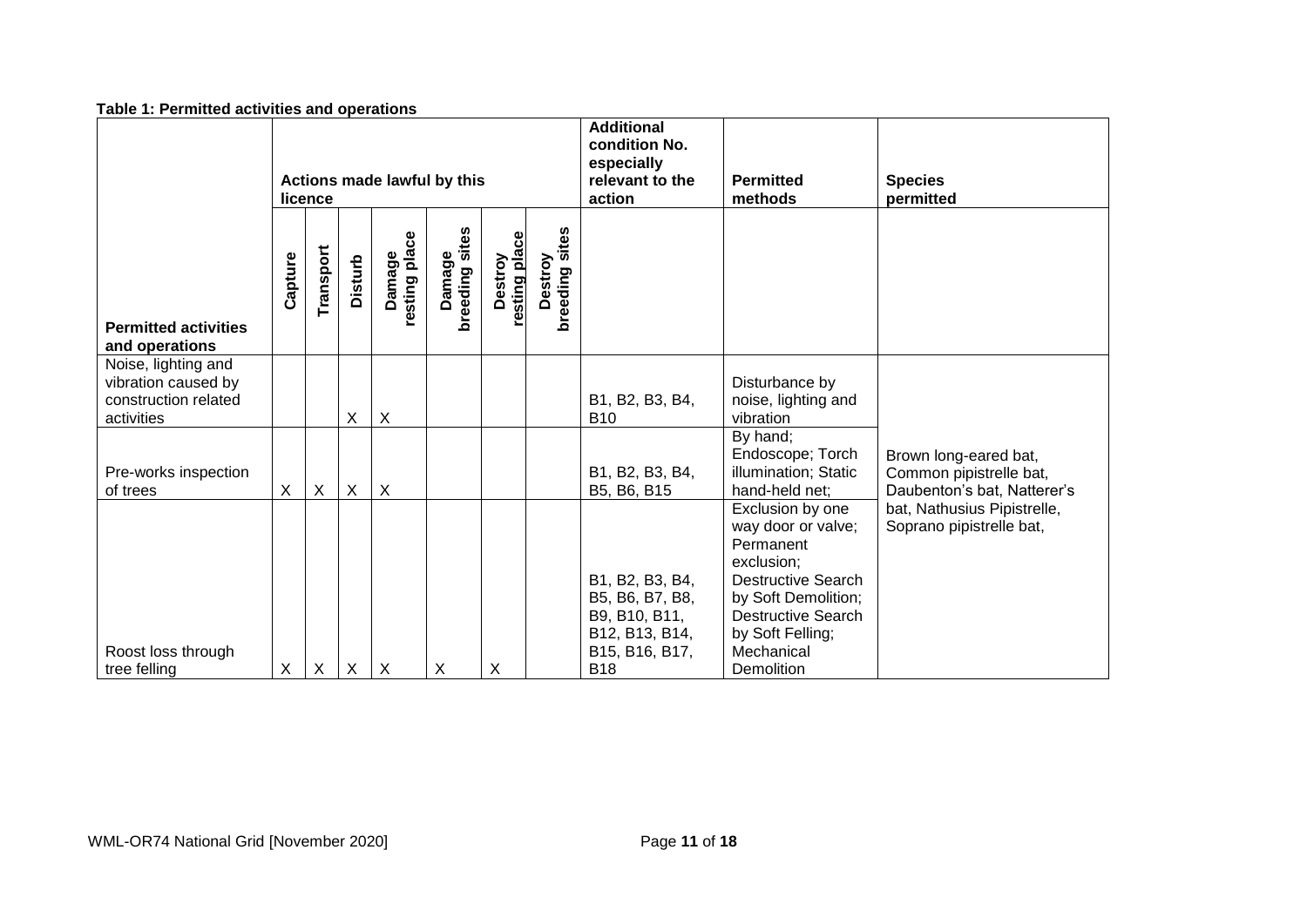**Table 1: Permitted activities and operations**

| Permitted activities and operations | Actions made lawful by this licence | | | | | | | Additional condition No. especially relevant to the action | Permitted methods | Species permitted |
|---|---|---|---|---|---|---|---|---|---|---|
| | Capture | Transport | Disturb | Damage resting place | Damage breeding sites | Destroy resting place | Destroy breeding sites | | | |
| Noise, lighting and vibration caused by construction related activities | | | X | X | | | | B1, B2, B3, B4, B10 | Disturbance by noise, lighting and vibration | Brown long-eared bat, Common pipistrelle bat, Daubenton's bat, Natterer's bat, Nathusius Pipistrelle, Soprano pipistrelle bat, |
| Pre-works inspection of trees | X | X | X | X | | | | B1, B2, B3, B4, B5, B6, B15 | By hand; Endoscope; Torch illumination; Static hand-held net; | |
| Roost loss through tree felling | X | X | X | X | X | X | | B1, B2, B3, B4, B5, B6, B7, B8, B9, B10, B11, B12, B13, B14, B15, B16, B17, B18 | Exclusion by one way door or valve; Permanent exclusion; Destructive Search by Soft Demolition; Destructive Search by Soft Felling; Mechanical Demolition | |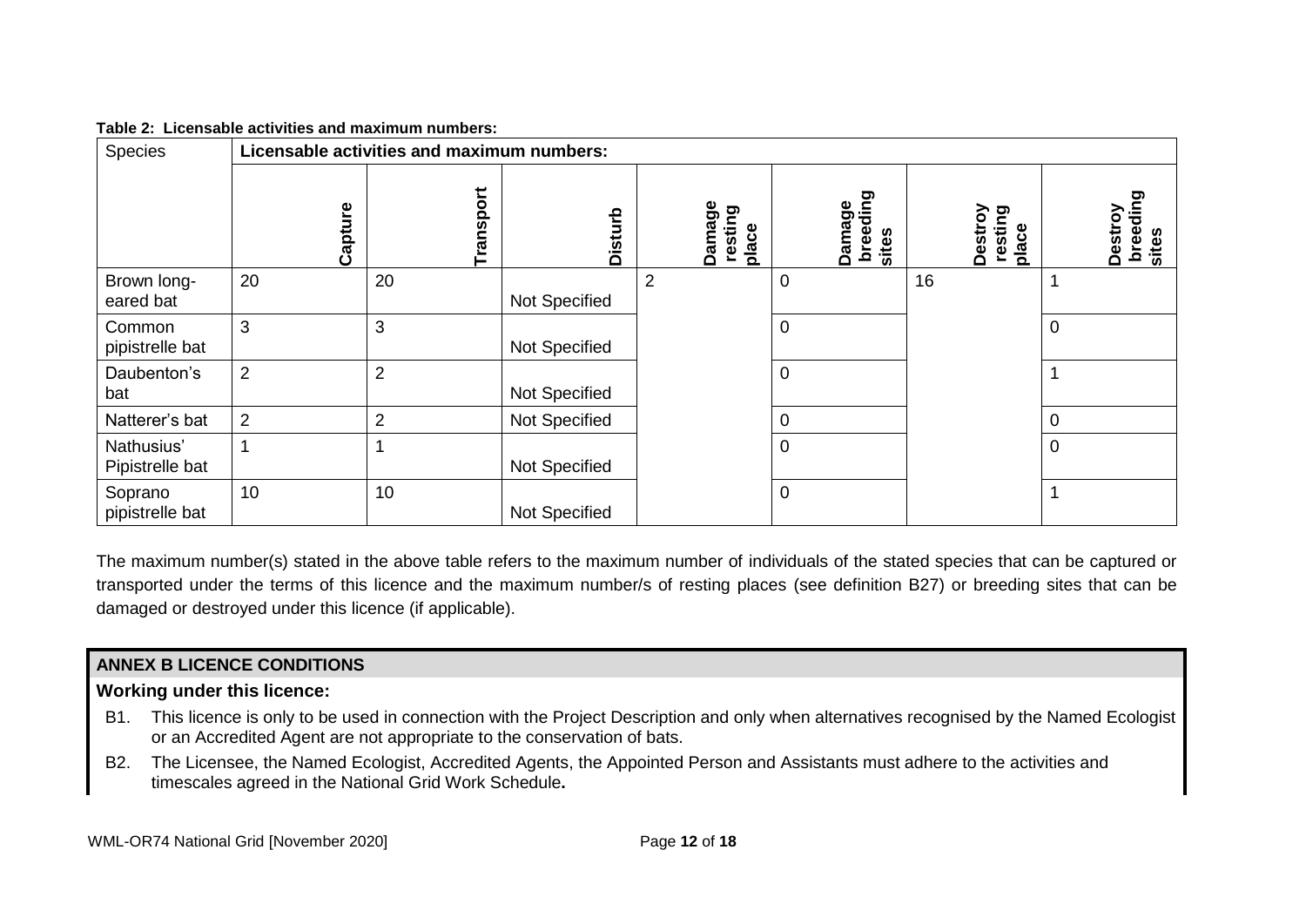**Table 2: Licensable activities and maximum numbers:**

| Species | Licensable activities and maximum numbers: | | | | | | |
|---|---|---|---|---|---|---|---|
| | **Capture** | **Transport** | **Disturb** | **Damage resting place** | **Damage breeding sites** | **Destroy resting place** | **Destroy breeding sites** |
| Brown long-eared bat | 20 | 20 | Not Specified | 2 | 0 | 16 | 1 |
| Common pipistrelle bat | 3 | 3 | Not Specified | | 0 | | 0 |
| Daubenton's bat | 2 | 2 | Not Specified | | 0 | | 1 |
| Natterer's bat | 2 | 2 | Not Specified | | 0 | | 0 |
| Nathusius' Pipistrelle bat | 1 | 1 | Not Specified | | 0 | | 0 |
| Soprano pipistrelle bat | 10 | 10 | Not Specified | | 0 | | 1 |

The maximum number(s) stated in the above table refers to the maximum number of individuals of the stated species that can be captured or transported under the terms of this licence and the maximum number/s of resting places (see definition B27) or breeding sites that can be damaged or destroyed under this licence (if applicable).

## ANNEX B LICENCE CONDITIONS

**Working under this licence:**

B1. This licence is only to be used in connection with the Project Description and only when alternatives recognised by the Named Ecologist or an Accredited Agent are not appropriate to the conservation of bats.

B2. The Licensee, the Named Ecologist, Accredited Agents, the Appointed Person and Assistants must adhere to the activities and timescales agreed in the National Grid Work Schedule**.**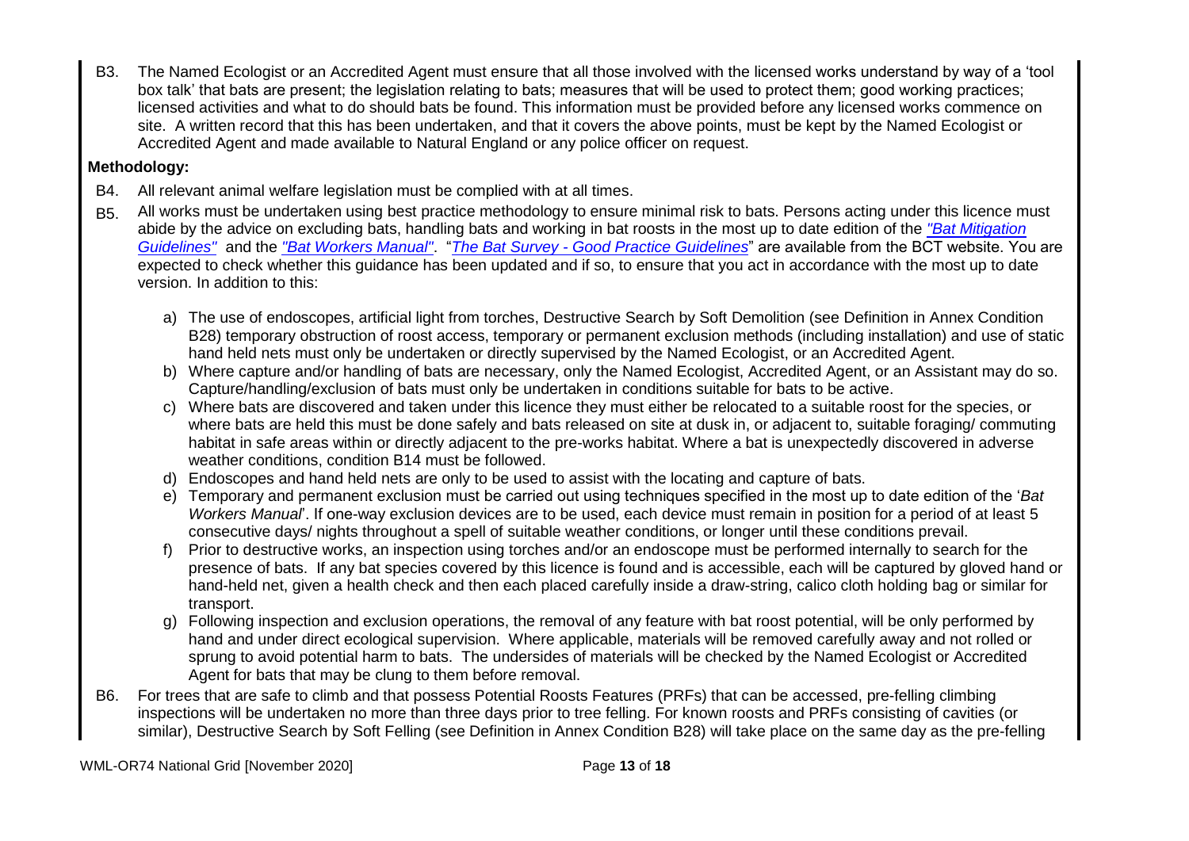B3. The Named Ecologist or an Accredited Agent must ensure that all those involved with the licensed works understand by way of a 'tool box talk' that bats are present; the legislation relating to bats; measures that will be used to protect them; good working practices; licensed activities and what to do should bats be found. This information must be provided before any licensed works commence on site. A written record that this has been undertaken, and that it covers the above points, must be kept by the Named Ecologist or Accredited Agent and made available to Natural England or any police officer on request.

**Methodology:**

B4. All relevant animal welfare legislation must be complied with at all times.

B5. All works must be undertaken using best practice methodology to ensure minimal risk to bats. Persons acting under this licence must abide by the advice on excluding bats, handling bats and working in bat roosts in the most up to date edition of the *"Bat Mitigation Guidelines"* and the *"Bat Workers Manual"*. "*The Bat Survey - Good Practice Guidelines*" are available from the BCT website. You are expected to check whether this guidance has been updated and if so, to ensure that you act in accordance with the most up to date version. In addition to this:

a) The use of endoscopes, artificial light from torches, Destructive Search by Soft Demolition (see Definition in Annex Condition B28) temporary obstruction of roost access, temporary or permanent exclusion methods (including installation) and use of static hand held nets must only be undertaken or directly supervised by the Named Ecologist, or an Accredited Agent.

b) Where capture and/or handling of bats are necessary, only the Named Ecologist, Accredited Agent, or an Assistant may do so. Capture/handling/exclusion of bats must only be undertaken in conditions suitable for bats to be active.

c) Where bats are discovered and taken under this licence they must either be relocated to a suitable roost for the species, or where bats are held this must be done safely and bats released on site at dusk in, or adjacent to, suitable foraging/ commuting habitat in safe areas within or directly adjacent to the pre-works habitat. Where a bat is unexpectedly discovered in adverse weather conditions, condition B14 must be followed.

d) Endoscopes and hand held nets are only to be used to assist with the locating and capture of bats.

e) Temporary and permanent exclusion must be carried out using techniques specified in the most up to date edition of the '*Bat Workers Manual*'. If one-way exclusion devices are to be used, each device must remain in position for a period of at least 5 consecutive days/ nights throughout a spell of suitable weather conditions, or longer until these conditions prevail.

f) Prior to destructive works, an inspection using torches and/or an endoscope must be performed internally to search for the presence of bats. If any bat species covered by this licence is found and is accessible, each will be captured by gloved hand or hand-held net, given a health check and then each placed carefully inside a draw-string, calico cloth holding bag or similar for transport.

g) Following inspection and exclusion operations, the removal of any feature with bat roost potential, will be only performed by hand and under direct ecological supervision. Where applicable, materials will be removed carefully away and not rolled or sprung to avoid potential harm to bats. The undersides of materials will be checked by the Named Ecologist or Accredited Agent for bats that may be clung to them before removal.

B6. For trees that are safe to climb and that possess Potential Roosts Features (PRFs) that can be accessed, pre-felling climbing inspections will be undertaken no more than three days prior to tree felling. For known roosts and PRFs consisting of cavities (or similar), Destructive Search by Soft Felling (see Definition in Annex Condition B28) will take place on the same day as the pre-felling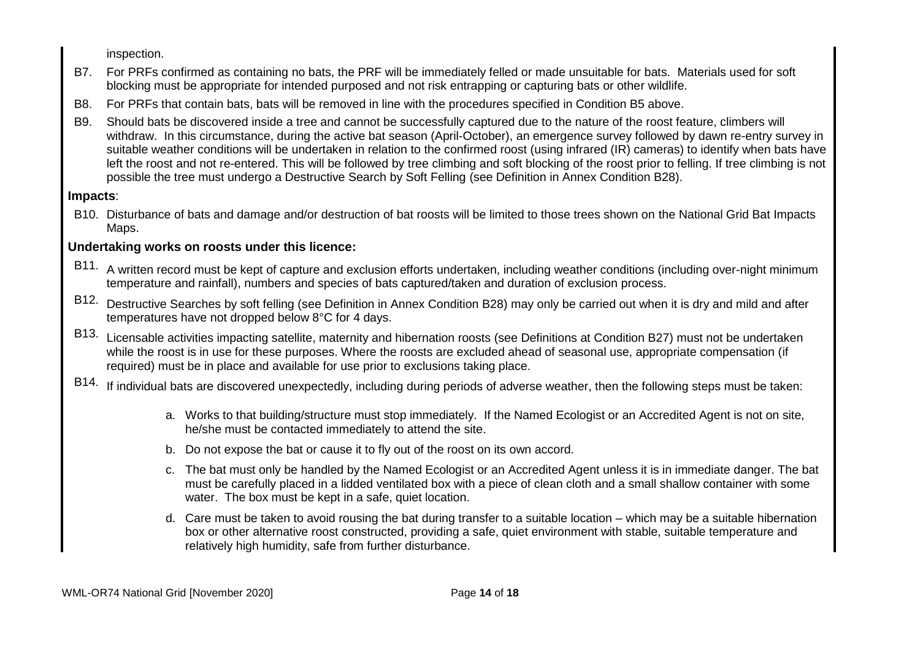inspection.

B7. For PRFs confirmed as containing no bats, the PRF will be immediately felled or made unsuitable for bats. Materials used for soft blocking must be appropriate for intended purposed and not risk entrapping or capturing bats or other wildlife.

B8. For PRFs that contain bats, bats will be removed in line with the procedures specified in Condition B5 above.

B9. Should bats be discovered inside a tree and cannot be successfully captured due to the nature of the roost feature, climbers will withdraw. In this circumstance, during the active bat season (April-October), an emergence survey followed by dawn re-entry survey in suitable weather conditions will be undertaken in relation to the confirmed roost (using infrared (IR) cameras) to identify when bats have left the roost and not re-entered. This will be followed by tree climbing and soft blocking of the roost prior to felling. If tree climbing is not possible the tree must undergo a Destructive Search by Soft Felling (see Definition in Annex Condition B28).

**Impacts**:

B10. Disturbance of bats and damage and/or destruction of bat roosts will be limited to those trees shown on the National Grid Bat Impacts Maps.

**Undertaking works on roosts under this licence:**

B11. A written record must be kept of capture and exclusion efforts undertaken, including weather conditions (including over-night minimum temperature and rainfall), numbers and species of bats captured/taken and duration of exclusion process.

B12. Destructive Searches by soft felling (see Definition in Annex Condition B28) may only be carried out when it is dry and mild and after temperatures have not dropped below 8°C for 4 days.

B13. Licensable activities impacting satellite, maternity and hibernation roosts (see Definitions at Condition B27) must not be undertaken while the roost is in use for these purposes. Where the roosts are excluded ahead of seasonal use, appropriate compensation (if required) must be in place and available for use prior to exclusions taking place.

B14. If individual bats are discovered unexpectedly, including during periods of adverse weather, then the following steps must be taken:

a. Works to that building/structure must stop immediately. If the Named Ecologist or an Accredited Agent is not on site, he/she must be contacted immediately to attend the site.

b. Do not expose the bat or cause it to fly out of the roost on its own accord.

c. The bat must only be handled by the Named Ecologist or an Accredited Agent unless it is in immediate danger. The bat must be carefully placed in a lidded ventilated box with a piece of clean cloth and a small shallow container with some water. The box must be kept in a safe, quiet location.

d. Care must be taken to avoid rousing the bat during transfer to a suitable location – which may be a suitable hibernation box or other alternative roost constructed, providing a safe, quiet environment with stable, suitable temperature and relatively high humidity, safe from further disturbance.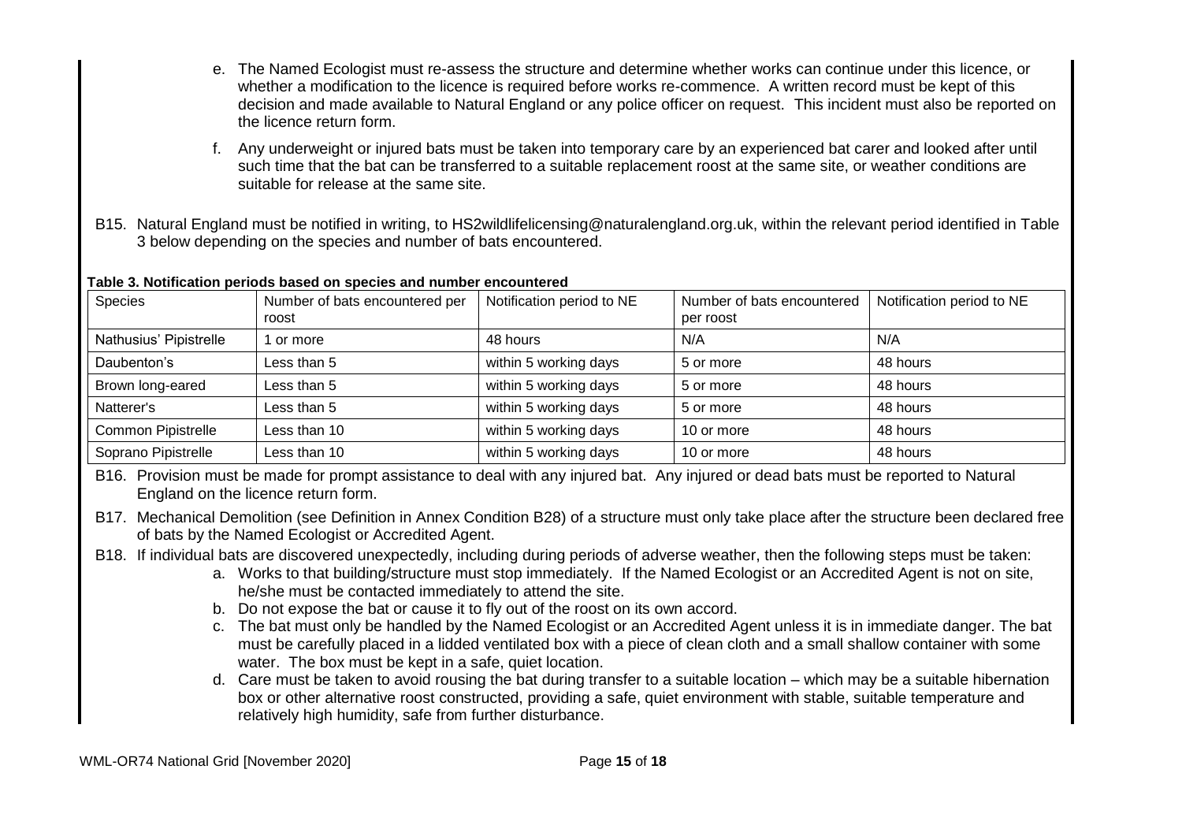e. The Named Ecologist must re-assess the structure and determine whether works can continue under this licence, or whether a modification to the licence is required before works re-commence. A written record must be kept of this decision and made available to Natural England or any police officer on request. This incident must also be reported on the licence return form.

f. Any underweight or injured bats must be taken into temporary care by an experienced bat carer and looked after until such time that the bat can be transferred to a suitable replacement roost at the same site, or weather conditions are suitable for release at the same site.

B15. Natural England must be notified in writing, to HS2wildlifelicensing@naturalengland.org.uk, within the relevant period identified in Table 3 below depending on the species and number of bats encountered.

**Table 3. Notification periods based on species and number encountered**

| Species | Number of bats encountered per roost | Notification period to NE | Number of bats encountered per roost | Notification period to NE |
|---|---|---|---|---|
| Nathusius' Pipistrelle | 1 or more | 48 hours | N/A | N/A |
| Daubenton's | Less than 5 | within 5 working days | 5 or more | 48 hours |
| Brown long-eared | Less than 5 | within 5 working days | 5 or more | 48 hours |
| Natterer's | Less than 5 | within 5 working days | 5 or more | 48 hours |
| Common Pipistrelle | Less than 10 | within 5 working days | 10 or more | 48 hours |
| Soprano Pipistrelle | Less than 10 | within 5 working days | 10 or more | 48 hours |

B16. Provision must be made for prompt assistance to deal with any injured bat. Any injured or dead bats must be reported to Natural England on the licence return form.

B17. Mechanical Demolition (see Definition in Annex Condition B28) of a structure must only take place after the structure been declared free of bats by the Named Ecologist or Accredited Agent.

B18. If individual bats are discovered unexpectedly, including during periods of adverse weather, then the following steps must be taken:

a. Works to that building/structure must stop immediately. If the Named Ecologist or an Accredited Agent is not on site, he/she must be contacted immediately to attend the site.

b. Do not expose the bat or cause it to fly out of the roost on its own accord.

c. The bat must only be handled by the Named Ecologist or an Accredited Agent unless it is in immediate danger. The bat must be carefully placed in a lidded ventilated box with a piece of clean cloth and a small shallow container with some water. The box must be kept in a safe, quiet location.

d. Care must be taken to avoid rousing the bat during transfer to a suitable location – which may be a suitable hibernation box or other alternative roost constructed, providing a safe, quiet environment with stable, suitable temperature and relatively high humidity, safe from further disturbance.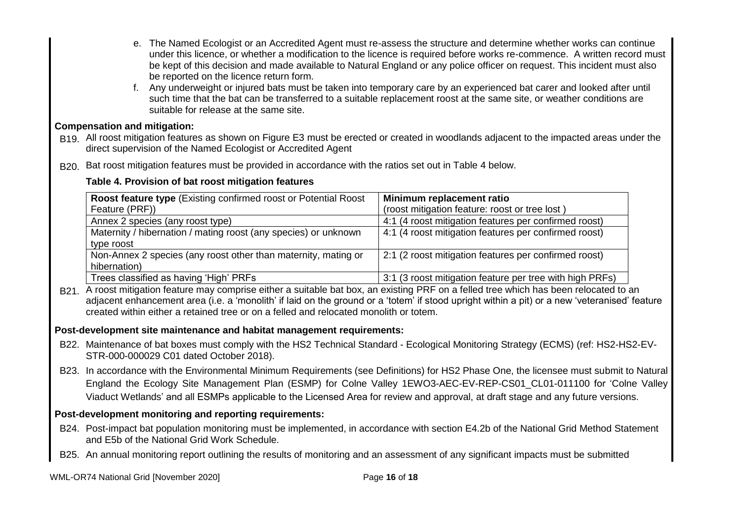e. The Named Ecologist or an Accredited Agent must re-assess the structure and determine whether works can continue under this licence, or whether a modification to the licence is required before works re-commence. A written record must be kept of this decision and made available to Natural England or any police officer on request. This incident must also be reported on the licence return form.

f. Any underweight or injured bats must be taken into temporary care by an experienced bat carer and looked after until such time that the bat can be transferred to a suitable replacement roost at the same site, or weather conditions are suitable for release at the same site.

**Compensation and mitigation:**

B19. All roost mitigation features as shown on Figure E3 must be erected or created in woodlands adjacent to the impacted areas under the direct supervision of the Named Ecologist or Accredited Agent

B20. Bat roost mitigation features must be provided in accordance with the ratios set out in Table 4 below.

**Table 4. Provision of bat roost mitigation features**

| **Roost feature type** (Existing confirmed roost or Potential Roost Feature (PRF)) | **Minimum replacement ratio** (roost mitigation feature: roost or tree lost ) |
|---|---|
| Annex 2 species (any roost type) | 4:1 (4 roost mitigation features per confirmed roost) |
| Maternity / hibernation / mating roost (any species) or unknown type roost | 4:1 (4 roost mitigation features per confirmed roost) |
| Non-Annex 2 species (any roost other than maternity, mating or hibernation) | 2:1 (2 roost mitigation features per confirmed roost) |
| Trees classified as having 'High' PRFs | 3:1 (3 roost mitigation feature per tree with high PRFs) |

B21. A roost mitigation feature may comprise either a suitable bat box, an existing PRF on a felled tree which has been relocated to an adjacent enhancement area (i.e. a 'monolith' if laid on the ground or a 'totem' if stood upright within a pit) or a new 'veteranised' feature created within either a retained tree or on a felled and relocated monolith or totem.

**Post-development site maintenance and habitat management requirements:**

B22. Maintenance of bat boxes must comply with the HS2 Technical Standard - Ecological Monitoring Strategy (ECMS) (ref: HS2-HS2-EV-STR-000-000029 C01 dated October 2018).

B23. In accordance with the Environmental Minimum Requirements (see Definitions) for HS2 Phase One, the licensee must submit to Natural England the Ecology Site Management Plan (ESMP) for Colne Valley 1EWO3-AEC-EV-REP-CS01_CL01-011100 for 'Colne Valley Viaduct Wetlands' and all ESMPs applicable to the Licensed Area for review and approval, at draft stage and any future versions.

**Post-development monitoring and reporting requirements:**

B24. Post-impact bat population monitoring must be implemented, in accordance with section E4.2b of the National Grid Method Statement and E5b of the National Grid Work Schedule.

B25. An annual monitoring report outlining the results of monitoring and an assessment of any significant impacts must be submitted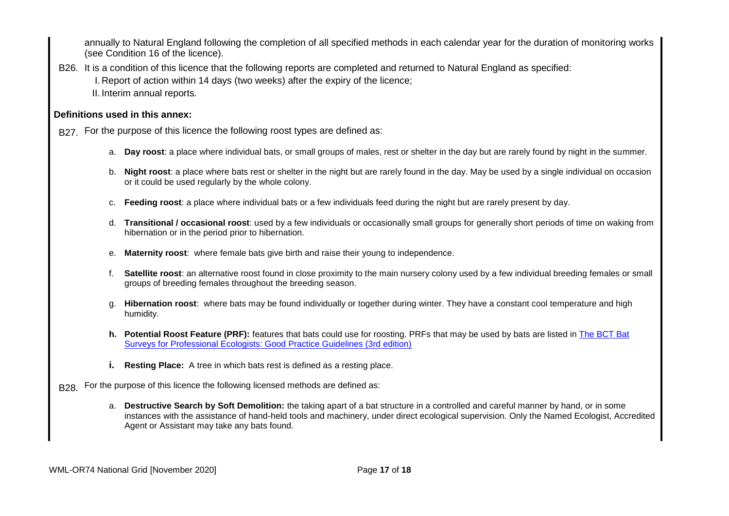annually to Natural England following the completion of all specified methods in each calendar year for the duration of monitoring works (see Condition 16 of the licence).

B26. It is a condition of this licence that the following reports are completed and returned to Natural England as specified:

I. Report of action within 14 days (two weeks) after the expiry of the licence;

II. Interim annual reports.

**Definitions used in this annex:**

B27. For the purpose of this licence the following roost types are defined as:

a. **Day roost**: a place where individual bats, or small groups of males, rest or shelter in the day but are rarely found by night in the summer.

b. **Night roost**: a place where bats rest or shelter in the night but are rarely found in the day. May be used by a single individual on occasion or it could be used regularly by the whole colony.

c. **Feeding roost**: a place where individual bats or a few individuals feed during the night but are rarely present by day.

d. **Transitional / occasional roost**: used by a few individuals or occasionally small groups for generally short periods of time on waking from hibernation or in the period prior to hibernation.

e. **Maternity roost**: where female bats give birth and raise their young to independence.

f. **Satellite roost**: an alternative roost found in close proximity to the main nursery colony used by a few individual breeding females or small groups of breeding females throughout the breeding season.

g. **Hibernation roost**: where bats may be found individually or together during winter. They have a constant cool temperature and high humidity.

h. **Potential Roost Feature (PRF):** features that bats could use for roosting. PRFs that may be used by bats are listed in The BCT Bat Surveys for Professional Ecologists: Good Practice Guidelines (3rd edition)

i. **Resting Place:** A tree in which bats rest is defined as a resting place.

B28. For the purpose of this licence the following licensed methods are defined as:

a. **Destructive Search by Soft Demolition:** the taking apart of a bat structure in a controlled and careful manner by hand, or in some instances with the assistance of hand-held tools and machinery, under direct ecological supervision. Only the Named Ecologist, Accredited Agent or Assistant may take any bats found.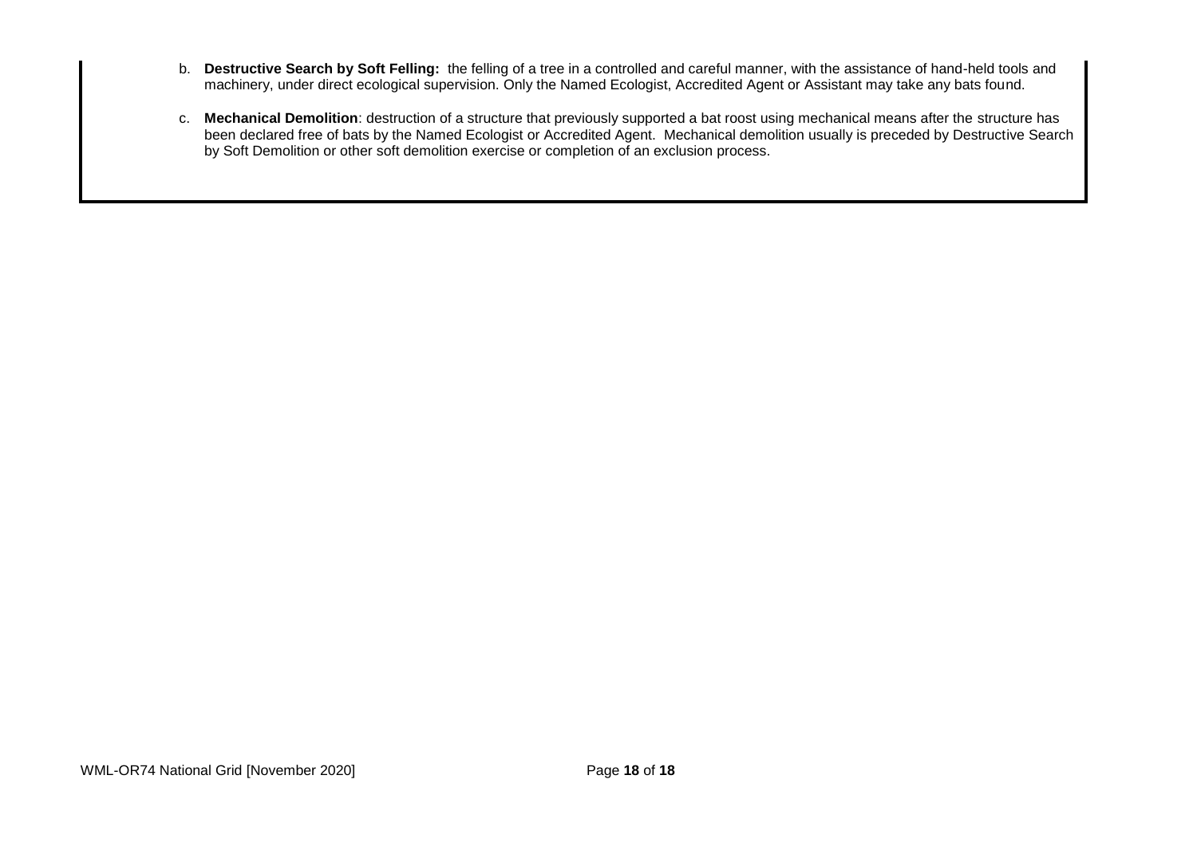b. **Destructive Search by Soft Felling:** the felling of a tree in a controlled and careful manner, with the assistance of hand-held tools and machinery, under direct ecological supervision. Only the Named Ecologist, Accredited Agent or Assistant may take any bats found.

c. **Mechanical Demolition**: destruction of a structure that previously supported a bat roost using mechanical means after the structure has been declared free of bats by the Named Ecologist or Accredited Agent. Mechanical demolition usually is preceded by Destructive Search by Soft Demolition or other soft demolition exercise or completion of an exclusion process.